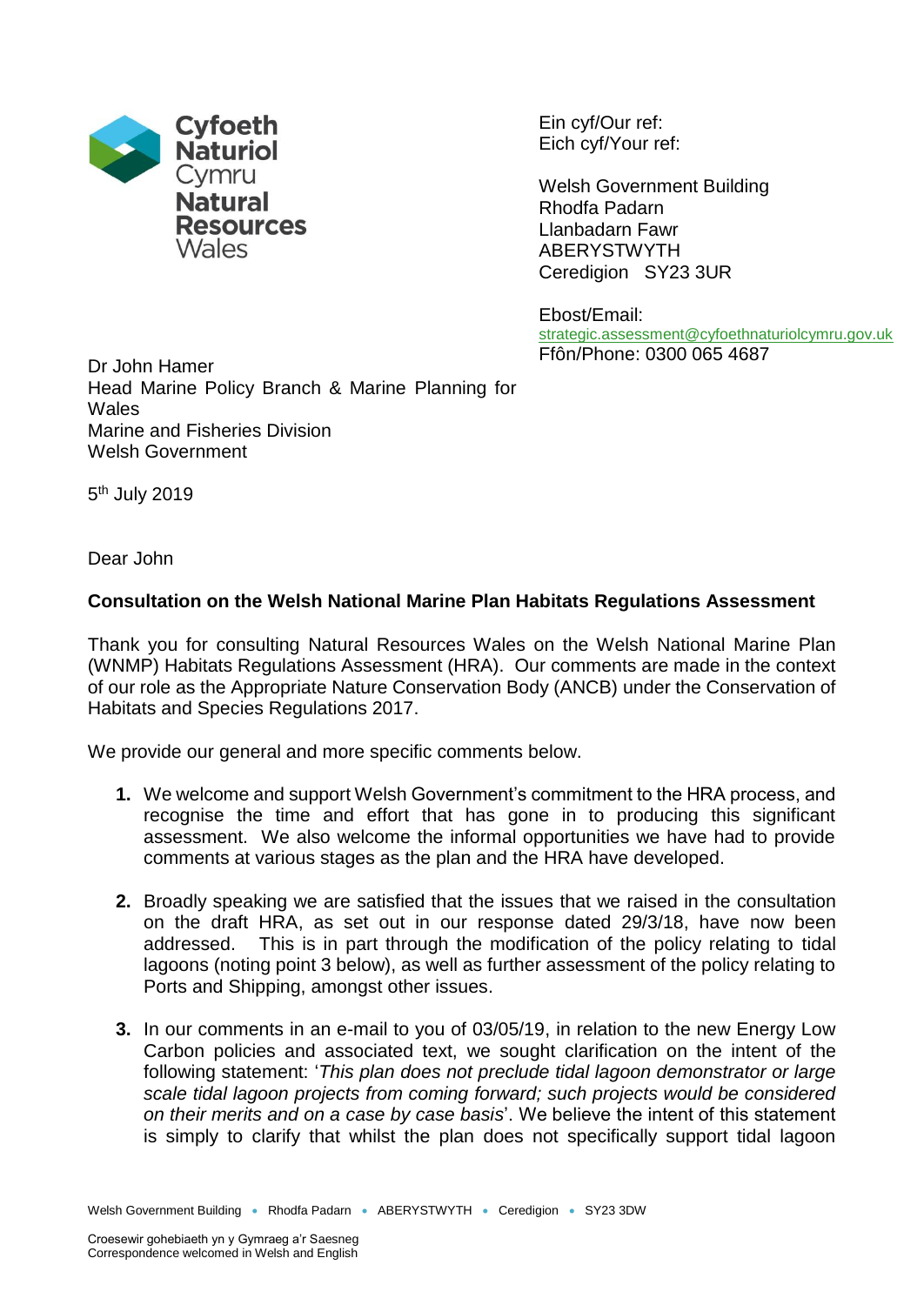Cyfoeth Naturiol Cymru
Natural Resources Wales

Ein cyf/Our ref:
Eich cyf/Your ref:

Welsh Government Building
Rhodfa Padarn
Llanbadarn Fawr
ABERYSTWYTH
Ceredigion SY23 3UR

Ebost/Email:
strategic.assessment@cyfoethnaturiolcymru.gov.uk
Ffôn/Phone: 0300 065 4687

Dr John Hamer
Head Marine Policy Branch & Marine Planning for Wales
Marine and Fisheries Division
Welsh Government

5th July 2019

Dear John

**Consultation on the Welsh National Marine Plan Habitats Regulations Assessment**

Thank you for consulting Natural Resources Wales on the Welsh National Marine Plan (WNMP) Habitats Regulations Assessment (HRA). Our comments are made in the context of our role as the Appropriate Nature Conservation Body (ANCB) under the Conservation of Habitats and Species Regulations 2017.

We provide our general and more specific comments below.

1. We welcome and support Welsh Government's commitment to the HRA process, and recognise the time and effort that has gone in to producing this significant assessment. We also welcome the informal opportunities we have had to provide comments at various stages as the plan and the HRA have developed.

2. Broadly speaking we are satisfied that the issues that we raised in the consultation on the draft HRA, as set out in our response dated 29/3/18, have now been addressed. This is in part through the modification of the policy relating to tidal lagoons (noting point 3 below), as well as further assessment of the policy relating to Ports and Shipping, amongst other issues.

3. In our comments in an e-mail to you of 03/05/19, in relation to the new Energy Low Carbon policies and associated text, we sought clarification on the intent of the following statement: '*This plan does not preclude tidal lagoon demonstrator or large scale tidal lagoon projects from coming forward; such projects would be considered on their merits and on a case by case basis*'. We believe the intent of this statement is simply to clarify that whilst the plan does not specifically support tidal lagoon

Croesewir gohebiaeth yn y Gymraeg a'r Saesneg
Correspondence welcomed in Welsh and English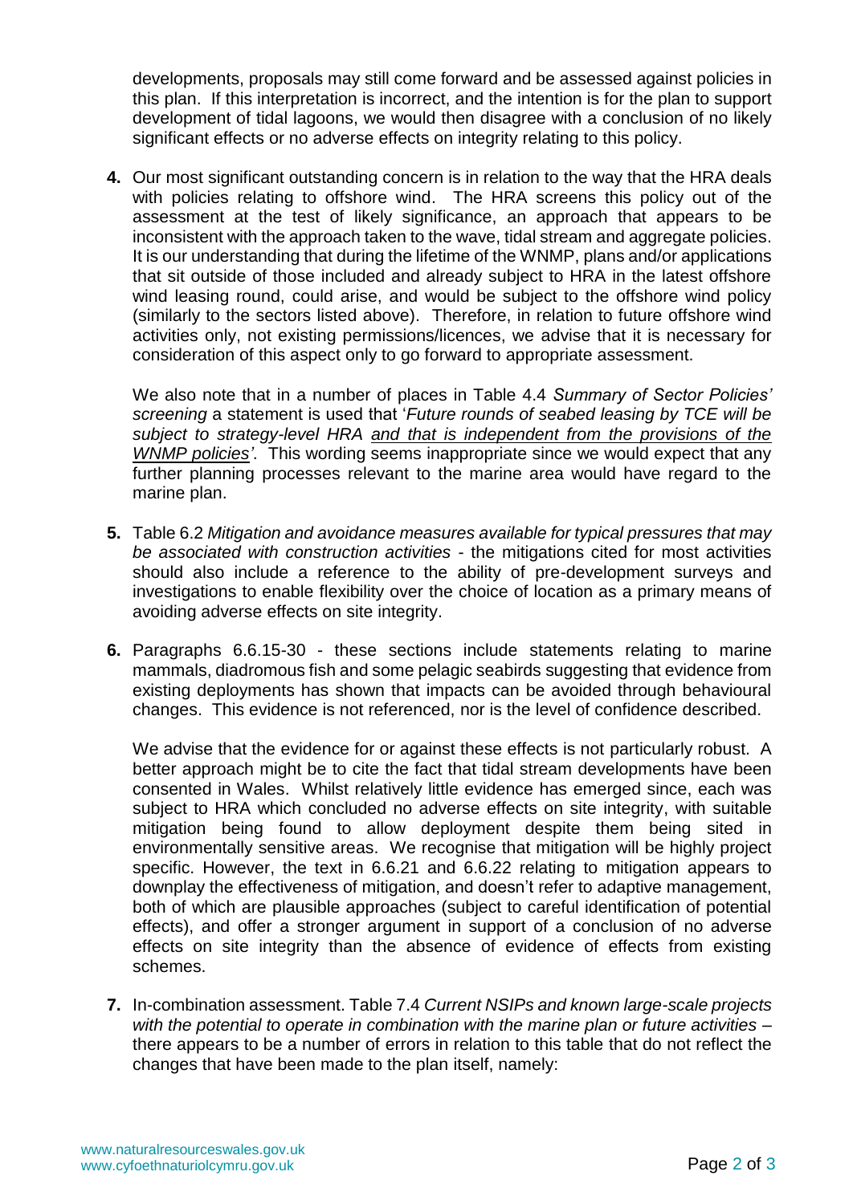developments, proposals may still come forward and be assessed against policies in this plan. If this interpretation is incorrect, and the intention is for the plan to support development of tidal lagoons, we would then disagree with a conclusion of no likely significant effects or no adverse effects on integrity relating to this policy.

4. Our most significant outstanding concern is in relation to the way that the HRA deals with policies relating to offshore wind. The HRA screens this policy out of the assessment at the test of likely significance, an approach that appears to be inconsistent with the approach taken to the wave, tidal stream and aggregate policies. It is our understanding that during the lifetime of the WNMP, plans and/or applications that sit outside of those included and already subject to HRA in the latest offshore wind leasing round, could arise, and would be subject to the offshore wind policy (similarly to the sectors listed above). Therefore, in relation to future offshore wind activities only, not existing permissions/licences, we advise that it is necessary for consideration of this aspect only to go forward to appropriate assessment.

   We also note that in a number of places in Table 4.4 *Summary of Sector Policies' screening* a statement is used that '*Future rounds of seabed leasing by TCE will be subject to strategy-level HRA <u>and that is independent from the provisions of the WNMP policies</u>'.* This wording seems inappropriate since we would expect that any further planning processes relevant to the marine area would have regard to the marine plan.

5. Table 6.2 *Mitigation and avoidance measures available for typical pressures that may be associated with construction activities* - the mitigations cited for most activities should also include a reference to the ability of pre-development surveys and investigations to enable flexibility over the choice of location as a primary means of avoiding adverse effects on site integrity.

6. Paragraphs 6.6.15-30 - these sections include statements relating to marine mammals, diadromous fish and some pelagic seabirds suggesting that evidence from existing deployments has shown that impacts can be avoided through behavioural changes. This evidence is not referenced, nor is the level of confidence described.

   We advise that the evidence for or against these effects is not particularly robust. A better approach might be to cite the fact that tidal stream developments have been consented in Wales. Whilst relatively little evidence has emerged since, each was subject to HRA which concluded no adverse effects on site integrity, with suitable mitigation being found to allow deployment despite them being sited in environmentally sensitive areas. We recognise that mitigation will be highly project specific. However, the text in 6.6.21 and 6.6.22 relating to mitigation appears to downplay the effectiveness of mitigation, and doesn't refer to adaptive management, both of which are plausible approaches (subject to careful identification of potential effects), and offer a stronger argument in support of a conclusion of no adverse effects on site integrity than the absence of evidence of effects from existing schemes.

7. In-combination assessment. Table 7.4 *Current NSIPs and known large-scale projects with the potential to operate in combination with the marine plan or future activities* – there appears to be a number of errors in relation to this table that do not reflect the changes that have been made to the plan itself, namely: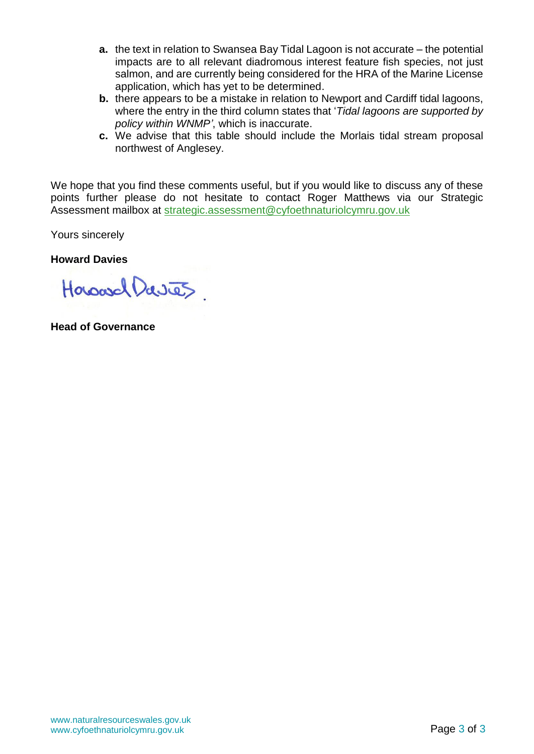a. the text in relation to Swansea Bay Tidal Lagoon is not accurate – the potential impacts are to all relevant diadromous interest feature fish species, not just salmon, and are currently being considered for the HRA of the Marine License application, which has yet to be determined.

b. there appears to be a mistake in relation to Newport and Cardiff tidal lagoons, where the entry in the third column states that '*Tidal lagoons are supported by policy within WNMP'*, which is inaccurate.

c. We advise that this table should include the Morlais tidal stream proposal northwest of Anglesey.

We hope that you find these comments useful, but if you would like to discuss any of these points further please do not hesitate to contact Roger Matthews via our Strategic Assessment mailbox at strategic.assessment@cyfoethnaturiolcymru.gov.uk

Yours sincerely

**Howard Davies**

Howard Davies

**Head of Governance**

www.naturalresourceswales.gov.uk
www.cyfoethnaturiolcymru.gov.uk